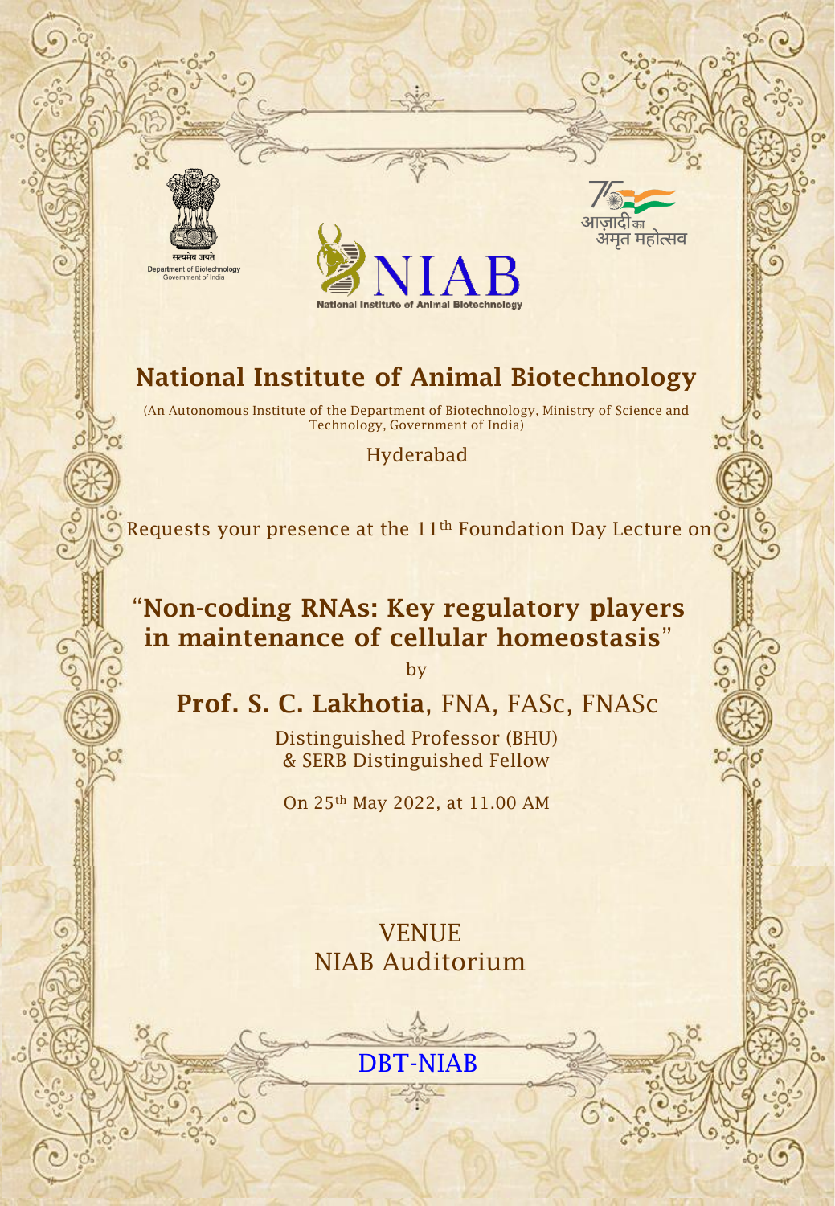सत्यमेव जयते
Department of Biotechnology
Government of India

National Institute of Animal Biotechnology

आज़ादी का अमृत महोत्सव

# National Institute of Animal Biotechnology

(An Autonomous Institute of the Department of Biotechnology, Ministry of Science and Technology, Government of India)

Hyderabad

Requests your presence at the 11th Foundation Day Lecture on

## "Non-coding RNAs: Key regulatory players in maintenance of cellular homeostasis"

by

## **Prof. S. C. Lakhotia**, FNA, FASc, FNASc

Distinguished Professor (BHU)
& SERB Distinguished Fellow

On 25th May 2022, at 11.00 AM

VENUE
NIAB Auditorium

DBT-NIAB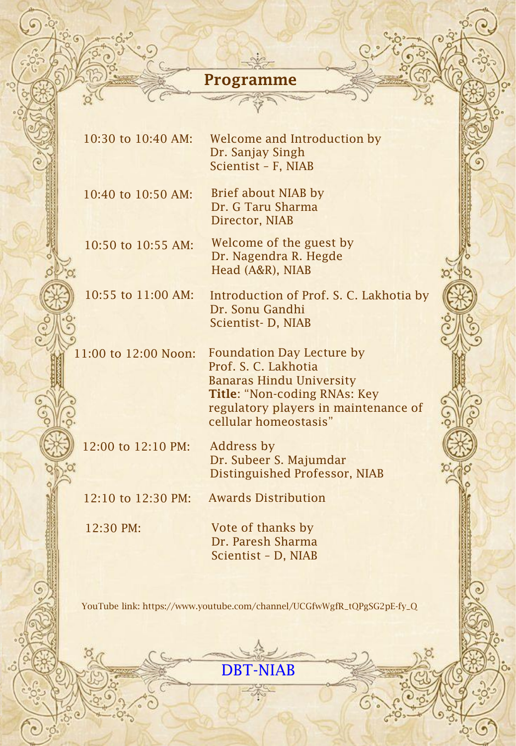# Programme

| | |
|---|---|
| 10:30 to 10:40 AM: | Welcome and Introduction by<br>Dr. Sanjay Singh<br>Scientist – F, NIAB |
| 10:40 to 10:50 AM: | Brief about NIAB by<br>Dr. G Taru Sharma<br>Director, NIAB |
| 10:50 to 10:55 AM: | Welcome of the guest by<br>Dr. Nagendra R. Hegde<br>Head (A&R), NIAB |
| 10:55 to 11:00 AM: | Introduction of Prof. S. C. Lakhotia by<br>Dr. Sonu Gandhi<br>Scientist- D, NIAB |
| 11:00 to 12:00 Noon: | Foundation Day Lecture by<br>Prof. S. C. Lakhotia<br>Banaras Hindu University<br>**Title**: "Non-coding RNAs: Key regulatory players in maintenance of cellular homeostasis" |
| 12:00 to 12:10 PM: | Address by<br>Dr. Subeer S. Majumdar<br>Distinguished Professor, NIAB |
| 12:10 to 12:30 PM: | Awards Distribution |
| 12:30 PM: | Vote of thanks by<br>Dr. Paresh Sharma<br>Scientist – D, NIAB |

YouTube link: https://www.youtube.com/channel/UCGfwWgfR_tQPgSG2pE-fy_Q

DBT-NIAB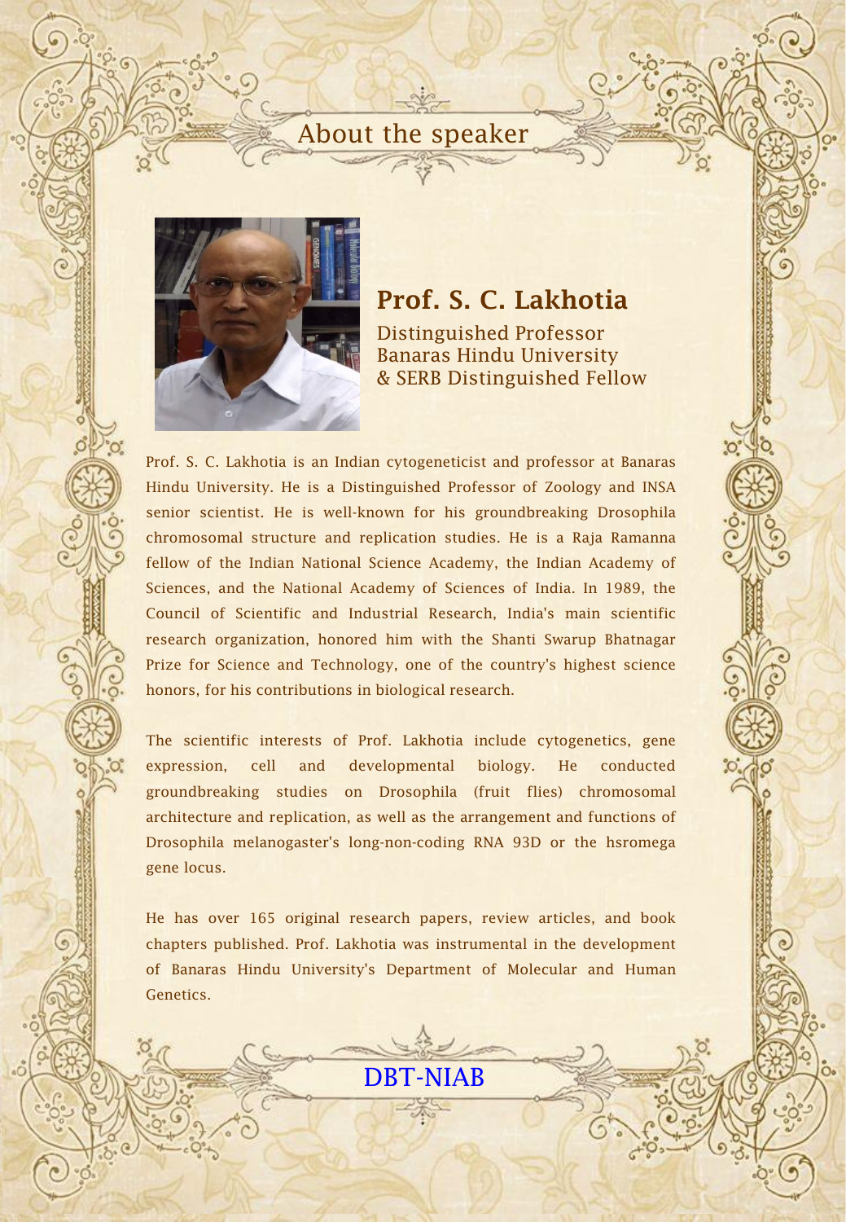## About the speaker

### Prof. S. C. Lakhotia

Distinguished Professor
Banaras Hindu University
& SERB Distinguished Fellow

Prof. S. C. Lakhotia is an Indian cytogeneticist and professor at Banaras Hindu University. He is a Distinguished Professor of Zoology and INSA senior scientist. He is well-known for his groundbreaking Drosophila chromosomal structure and replication studies. He is a Raja Ramanna fellow of the Indian National Science Academy, the Indian Academy of Sciences, and the National Academy of Sciences of India. In 1989, the Council of Scientific and Industrial Research, India's main scientific research organization, honored him with the Shanti Swarup Bhatnagar Prize for Science and Technology, one of the country's highest science honors, for his contributions in biological research.

The scientific interests of Prof. Lakhotia include cytogenetics, gene expression, cell and developmental biology. He conducted groundbreaking studies on Drosophila (fruit flies) chromosomal architecture and replication, as well as the arrangement and functions of Drosophila melanogaster's long-non-coding RNA 93D or the hsromega gene locus.

He has over 165 original research papers, review articles, and book chapters published. Prof. Lakhotia was instrumental in the development of Banaras Hindu University's Department of Molecular and Human Genetics.

DBT-NIAB